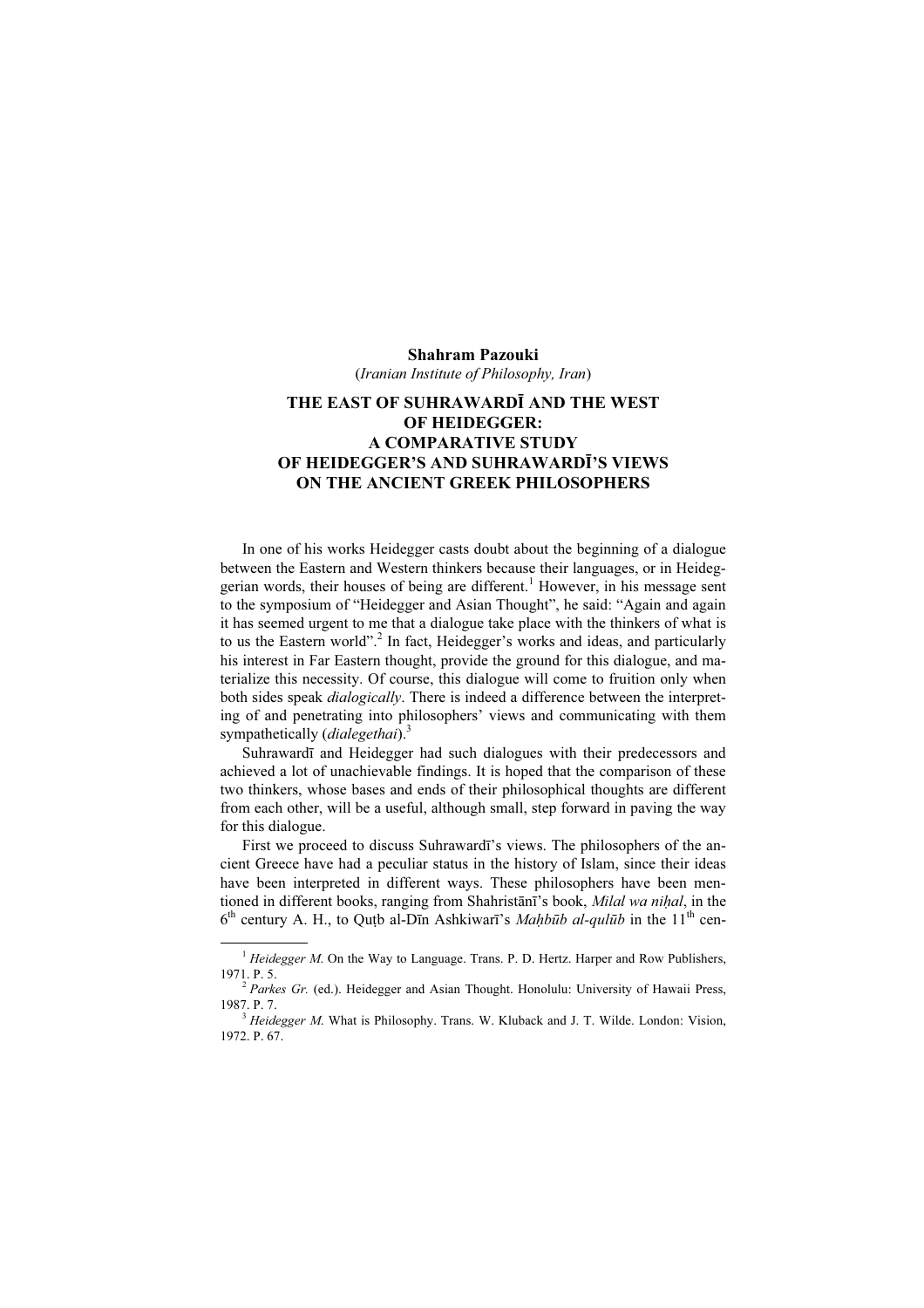**Shahram Pazouki**

(*Iranian Institute of Philosophy, Iran*)

# THE EAST OF SUHRAWARDĪ AND THE WEST OF HEIDEGGER: A COMPARATIVE STUDY OF HEIDEGGER'S AND SUHRAWARDĪ'S VIEWS ON THE ANCIENT GREEK PHILOSOPHERS

In one of his works Heidegger casts doubt about the beginning of a dialogue between the Eastern and Western thinkers because their languages, or in Heideggerian words, their houses of being are different.[1] However, in his message sent to the symposium of "Heidegger and Asian Thought", he said: "Again and again it has seemed urgent to me that a dialogue take place with the thinkers of what is to us the Eastern world".[2] In fact, Heidegger's works and ideas, and particularly his interest in Far Eastern thought, provide the ground for this dialogue, and materialize this necessity. Of course, this dialogue will come to fruition only when both sides speak *dialogically*. There is indeed a difference between the interpreting of and penetrating into philosophers' views and communicating with them sympathetically (*dialegethai*).[3]

Suhrawardī and Heidegger had such dialogues with their predecessors and achieved a lot of unachievable findings. It is hoped that the comparison of these two thinkers, whose bases and ends of their philosophical thoughts are different from each other, will be a useful, although small, step forward in paving the way for this dialogue.

First we proceed to discuss Suhrawardī's views. The philosophers of the ancient Greece have had a peculiar status in the history of Islam, since their ideas have been interpreted in different ways. These philosophers have been mentioned in different books, ranging from Shahristānī's book, *Milal wa niḥal*, in the 6th century A. H., to Quṭb al-Dīn Ashkiwarī's *Maḥbūb al-qulūb* in the 11th cen-

---

[1] *Heidegger M.* On the Way to Language. Trans. P. D. Hertz. Harper and Row Publishers, 1971. P. 5.

[2] *Parkes Gr.* (ed.). Heidegger and Asian Thought. Honolulu: University of Hawaii Press, 1987. P. 7.

[3] *Heidegger M.* What is Philosophy. Trans. W. Kluback and J. T. Wilde. London: Vision, 1972. P. 67.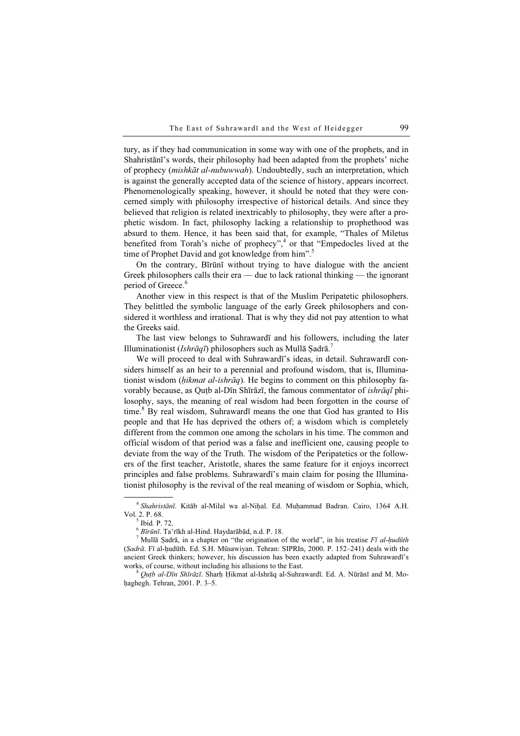tury, as if they had communication in some way with one of the prophets, and in Shahristānī's words, their philosophy had been adapted from the prophets' niche of prophecy (*mishkāt al-nubuwwah*). Undoubtedly, such an interpretation, which is against the generally accepted data of the science of history, appears incorrect. Phenomenologically speaking, however, it should be noted that they were concerned simply with philosophy irrespective of historical details. And since they believed that religion is related inextricably to philosophy, they were after a prophetic wisdom. In fact, philosophy lacking a relationship to prophethood was absurd to them. Hence, it has been said that, for example, "Thales of Miletus benefited from Torah's niche of prophecy",[4] or that "Empedocles lived at the time of Prophet David and got knowledge from him".[5]

On the contrary, Bīrūnī without trying to have dialogue with the ancient Greek philosophers calls their era — due to lack rational thinking — the ignorant period of Greece.[6]

Another view in this respect is that of the Muslim Peripatetic philosophers. They belittled the symbolic language of the early Greek philosophers and considered it worthless and irrational. That is why they did not pay attention to what the Greeks said.

The last view belongs to Suhrawardī and his followers, including the later Illuminationist (*Ishrāqī*) philosophers such as Mullā Ṣadrā.[7]

We will proceed to deal with Suhrawardī's ideas, in detail. Suhrawardī considers himself as an heir to a perennial and profound wisdom, that is, Illuminationist wisdom (*ḥikmat al-ishrāq*). He begins to comment on this philosophy favorably because, as Quṭb al-Dīn Shīrāzī, the famous commentator of *ishrāqī* philosophy, says, the meaning of real wisdom had been forgotten in the course of time.[8] By real wisdom, Suhrawardī means the one that God has granted to His people and that He has deprived the others of; a wisdom which is completely different from the common one among the scholars in his time. The common and official wisdom of that period was a false and inefficient one, causing people to deviate from the way of the Truth. The wisdom of the Peripatetics or the followers of the first teacher, Aristotle, shares the same feature for it enjoys incorrect principles and false problems. Suhrawardī's main claim for posing the Illuminationist philosophy is the revival of the real meaning of wisdom or Sophia, which,

---

[4] *Shahristānī*. Kitāb al-Milal wa al-Niḥal. Ed. Muḥammad Badran. Cairo, 1364 A.H. Vol. 2. P. 68.

[5] Ibid*.* P. 72.

[6] *Bīrūnī*. Ta'rīkh al-Hind. Haydarābād, n.d. P. 18.

[7] Mullā Ṣadrā, in a chapter on "the origination of the world", in his treatise *Fī al-ḥudūth* (*Ṣadrā*. Fī al-ḥudūth. Ed. S.H. Mūsawiyan. Tehran: SIPRIn, 2000. P. 152–241) deals with the ancient Greek thinkers; however, his discussion has been exactly adapted from Suhrawardī's works, of course, without including his allusions to the East.

[8] *Quṭb al-Dīn Shīrāzī*. Sharḥ Ḥikmat al-Ishrāq al-Suhrawardī. Ed. A. Nūrānī and M. Moḥaghegh. Tehran, 2001. P. 3–5.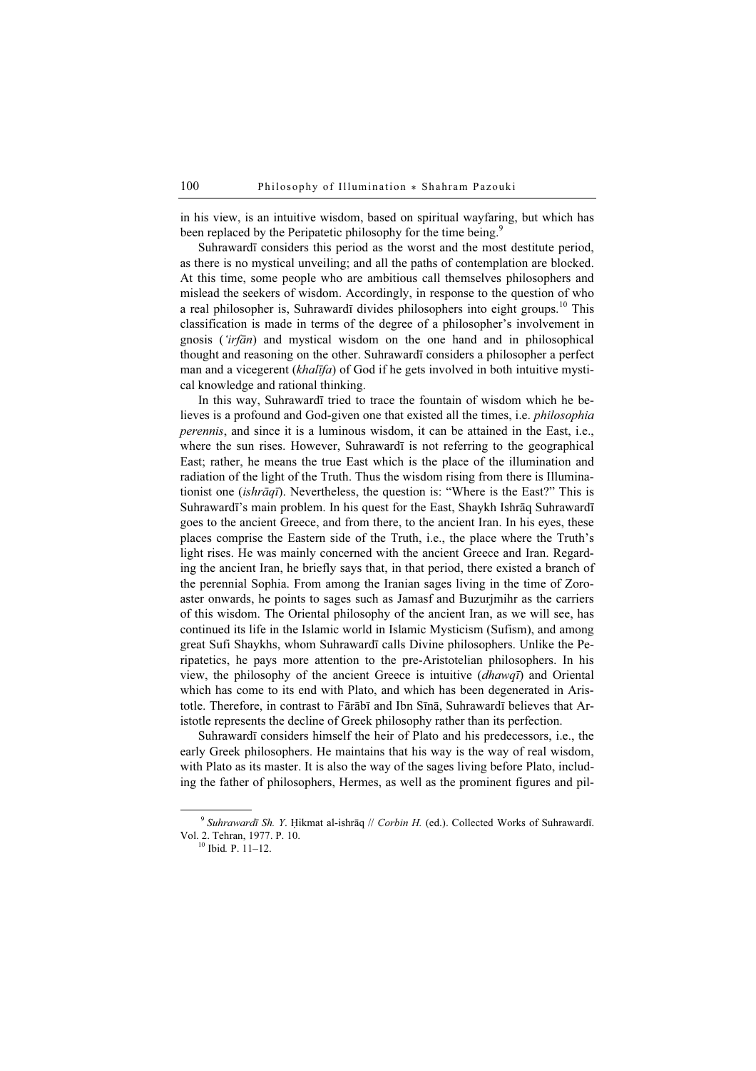in his view, is an intuitive wisdom, based on spiritual wayfaring, but which has been replaced by the Peripatetic philosophy for the time being.[9]

Suhrawardī considers this period as the worst and the most destitute period, as there is no mystical unveiling; and all the paths of contemplation are blocked. At this time, some people who are ambitious call themselves philosophers and mislead the seekers of wisdom. Accordingly, in response to the question of who a real philosopher is, Suhrawardī divides philosophers into eight groups.[10] This classification is made in terms of the degree of a philosopher's involvement in gnosis (*'irfān*) and mystical wisdom on the one hand and in philosophical thought and reasoning on the other. Suhrawardī considers a philosopher a perfect man and a vicegerent (*khalīfa*) of God if he gets involved in both intuitive mystical knowledge and rational thinking.

In this way, Suhrawardī tried to trace the fountain of wisdom which he believes is a profound and God-given one that existed all the times, i.e. *philosophia perennis*, and since it is a luminous wisdom, it can be attained in the East, i.e., where the sun rises. However, Suhrawardī is not referring to the geographical East; rather, he means the true East which is the place of the illumination and radiation of the light of the Truth. Thus the wisdom rising from there is Illuminationist one (*ishrāqī*). Nevertheless, the question is: "Where is the East?" This is Suhrawardī's main problem. In his quest for the East, Shaykh Ishrāq Suhrawardī goes to the ancient Greece, and from there, to the ancient Iran. In his eyes, these places comprise the Eastern side of the Truth, i.e., the place where the Truth's light rises. He was mainly concerned with the ancient Greece and Iran. Regarding the ancient Iran, he briefly says that, in that period, there existed a branch of the perennial Sophia. From among the Iranian sages living in the time of Zoroaster onwards, he points to sages such as Jamasf and Buzurjmihr as the carriers of this wisdom. The Oriental philosophy of the ancient Iran, as we will see, has continued its life in the Islamic world in Islamic Mysticism (Sufism), and among great Sufi Shaykhs, whom Suhrawardī calls Divine philosophers. Unlike the Peripatetics, he pays more attention to the pre-Aristotelian philosophers. In his view, the philosophy of the ancient Greece is intuitive (*dhawqī*) and Oriental which has come to its end with Plato, and which has been degenerated in Aristotle. Therefore, in contrast to Fārābī and Ibn Sīnā, Suhrawardī believes that Aristotle represents the decline of Greek philosophy rather than its perfection.

Suhrawardī considers himself the heir of Plato and his predecessors, i.e., the early Greek philosophers. He maintains that his way is the way of real wisdom, with Plato as its master. It is also the way of the sages living before Plato, including the father of philosophers, Hermes, as well as the prominent figures and pil-

---

[9] *Suhrawardī Sh. Y*. Ḥikmat al-ishrāq // *Corbin H.* (ed.). Collected Works of Suhrawardī. Vol. 2. Tehran, 1977. P. 10.

[10] Ibid*.* P. 11–12.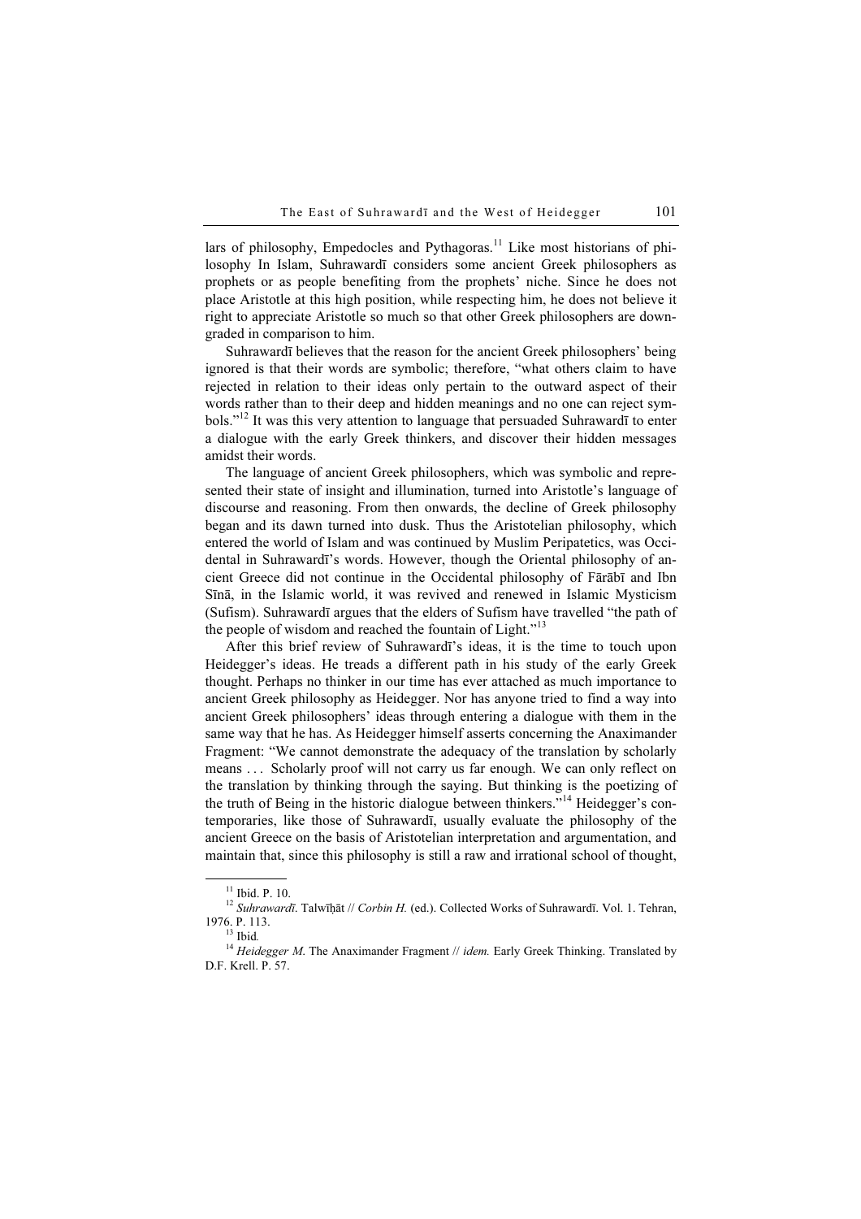lars of philosophy, Empedocles and Pythagoras.[11] Like most historians of philosophy In Islam, Suhrawardī considers some ancient Greek philosophers as prophets or as people benefiting from the prophets' niche. Since he does not place Aristotle at this high position, while respecting him, he does not believe it right to appreciate Aristotle so much so that other Greek philosophers are downgraded in comparison to him.

Suhrawardī believes that the reason for the ancient Greek philosophers' being ignored is that their words are symbolic; therefore, "what others claim to have rejected in relation to their ideas only pertain to the outward aspect of their words rather than to their deep and hidden meanings and no one can reject symbols."[12] It was this very attention to language that persuaded Suhrawardī to enter a dialogue with the early Greek thinkers, and discover their hidden messages amidst their words.

The language of ancient Greek philosophers, which was symbolic and represented their state of insight and illumination, turned into Aristotle's language of discourse and reasoning. From then onwards, the decline of Greek philosophy began and its dawn turned into dusk. Thus the Aristotelian philosophy, which entered the world of Islam and was continued by Muslim Peripatetics, was Occidental in Suhrawardī's words. However, though the Oriental philosophy of ancient Greece did not continue in the Occidental philosophy of Fārābī and Ibn Sīnā, in the Islamic world, it was revived and renewed in Islamic Mysticism (Sufism). Suhrawardī argues that the elders of Sufism have travelled "the path of the people of wisdom and reached the fountain of Light."[13]

After this brief review of Suhrawardī's ideas, it is the time to touch upon Heidegger's ideas. He treads a different path in his study of the early Greek thought. Perhaps no thinker in our time has ever attached as much importance to ancient Greek philosophy as Heidegger. Nor has anyone tried to find a way into ancient Greek philosophers' ideas through entering a dialogue with them in the same way that he has. As Heidegger himself asserts concerning the Anaximander Fragment: "We cannot demonstrate the adequacy of the translation by scholarly means . . . Scholarly proof will not carry us far enough. We can only reflect on the translation by thinking through the saying. But thinking is the poetizing of the truth of Being in the historic dialogue between thinkers."[14] Heidegger's contemporaries, like those of Suhrawardī, usually evaluate the philosophy of the ancient Greece on the basis of Aristotelian interpretation and argumentation, and maintain that, since this philosophy is still a raw and irrational school of thought,

---

[11] Ibid. P. 10.

[12] *Suhrawardī*. Talwīḥāt // *Corbin H.* (ed.). Collected Works of Suhrawardī. Vol. 1. Tehran, 1976. P. 113.

[13] Ibid.

[14] *Heidegger M*. The Anaximander Fragment // *idem.* Early Greek Thinking. Translated by D.F. Krell. P. 57.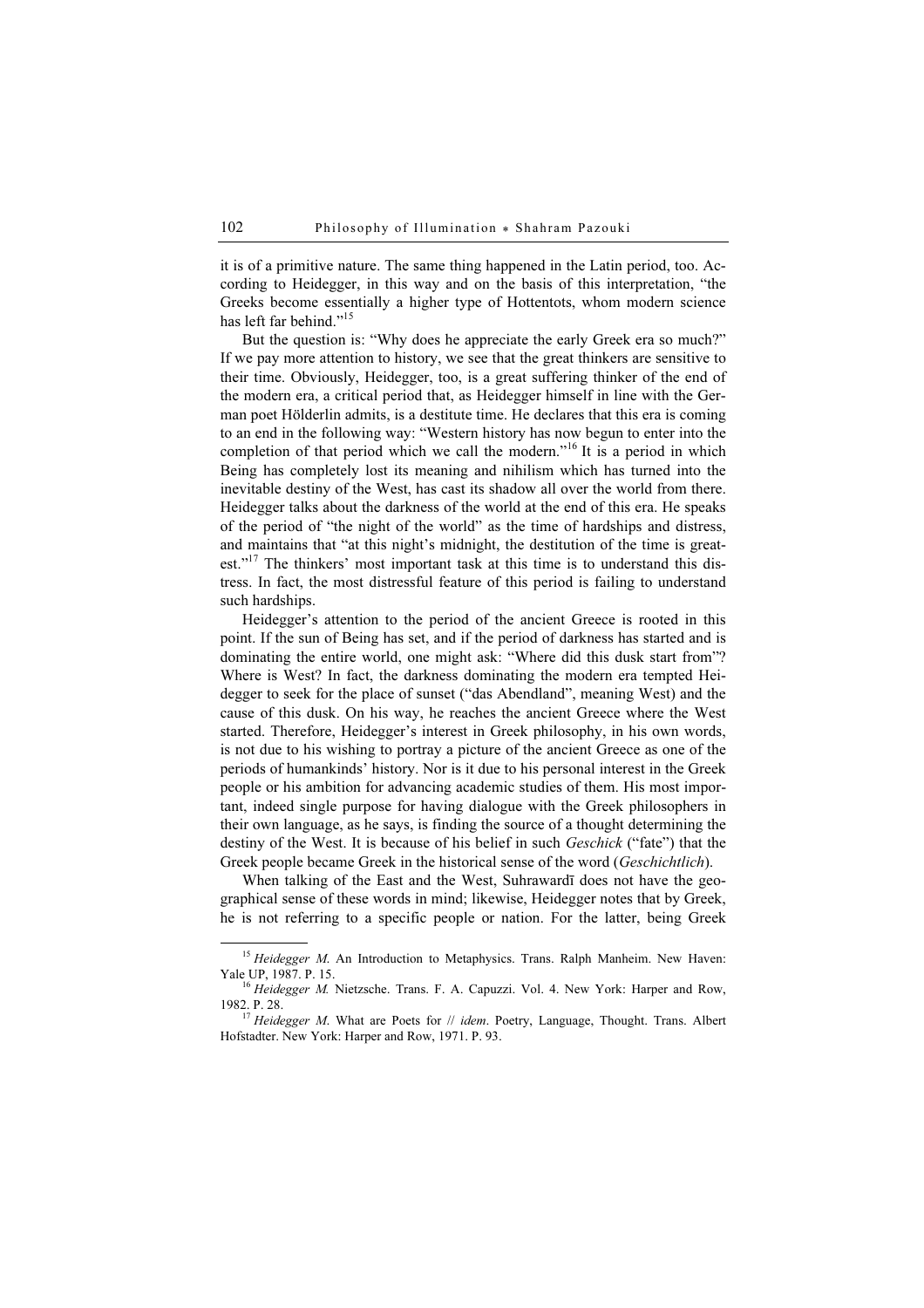it is of a primitive nature. The same thing happened in the Latin period, too. According to Heidegger, in this way and on the basis of this interpretation, "the Greeks become essentially a higher type of Hottentots, whom modern science has left far behind."[15]

But the question is: "Why does he appreciate the early Greek era so much?" If we pay more attention to history, we see that the great thinkers are sensitive to their time. Obviously, Heidegger, too, is a great suffering thinker of the end of the modern era, a critical period that, as Heidegger himself in line with the German poet Hölderlin admits, is a destitute time. He declares that this era is coming to an end in the following way: "Western history has now begun to enter into the completion of that period which we call the modern."[16] It is a period in which Being has completely lost its meaning and nihilism which has turned into the inevitable destiny of the West, has cast its shadow all over the world from there. Heidegger talks about the darkness of the world at the end of this era. He speaks of the period of "the night of the world" as the time of hardships and distress, and maintains that "at this night's midnight, the destitution of the time is greatest."[17] The thinkers' most important task at this time is to understand this distress. In fact, the most distressful feature of this period is failing to understand such hardships.

Heidegger's attention to the period of the ancient Greece is rooted in this point. If the sun of Being has set, and if the period of darkness has started and is dominating the entire world, one might ask: "Where did this dusk start from"? Where is West? In fact, the darkness dominating the modern era tempted Heidegger to seek for the place of sunset ("das Abendland", meaning West) and the cause of this dusk. On his way, he reaches the ancient Greece where the West started. Therefore, Heidegger's interest in Greek philosophy, in his own words, is not due to his wishing to portray a picture of the ancient Greece as one of the periods of humankinds' history. Nor is it due to his personal interest in the Greek people or his ambition for advancing academic studies of them. His most important, indeed single purpose for having dialogue with the Greek philosophers in their own language, as he says, is finding the source of a thought determining the destiny of the West. It is because of his belief in such *Geschick* ("fate") that the Greek people became Greek in the historical sense of the word (*Geschichtlich*).

When talking of the East and the West, Suhrawardī does not have the geographical sense of these words in mind; likewise, Heidegger notes that by Greek, he is not referring to a specific people or nation. For the latter, being Greek

---

[15] *Heidegger M.* An Introduction to Metaphysics. Trans. Ralph Manheim. New Haven: Yale UP, 1987. P. 15.

[16] *Heidegger M.* Nietzsche. Trans. F. A. Capuzzi. Vol. 4. New York: Harper and Row, 1982. P. 28.

[17] *Heidegger M.* What are Poets for // *idem*. Poetry, Language, Thought. Trans. Albert Hofstadter. New York: Harper and Row, 1971. P. 93.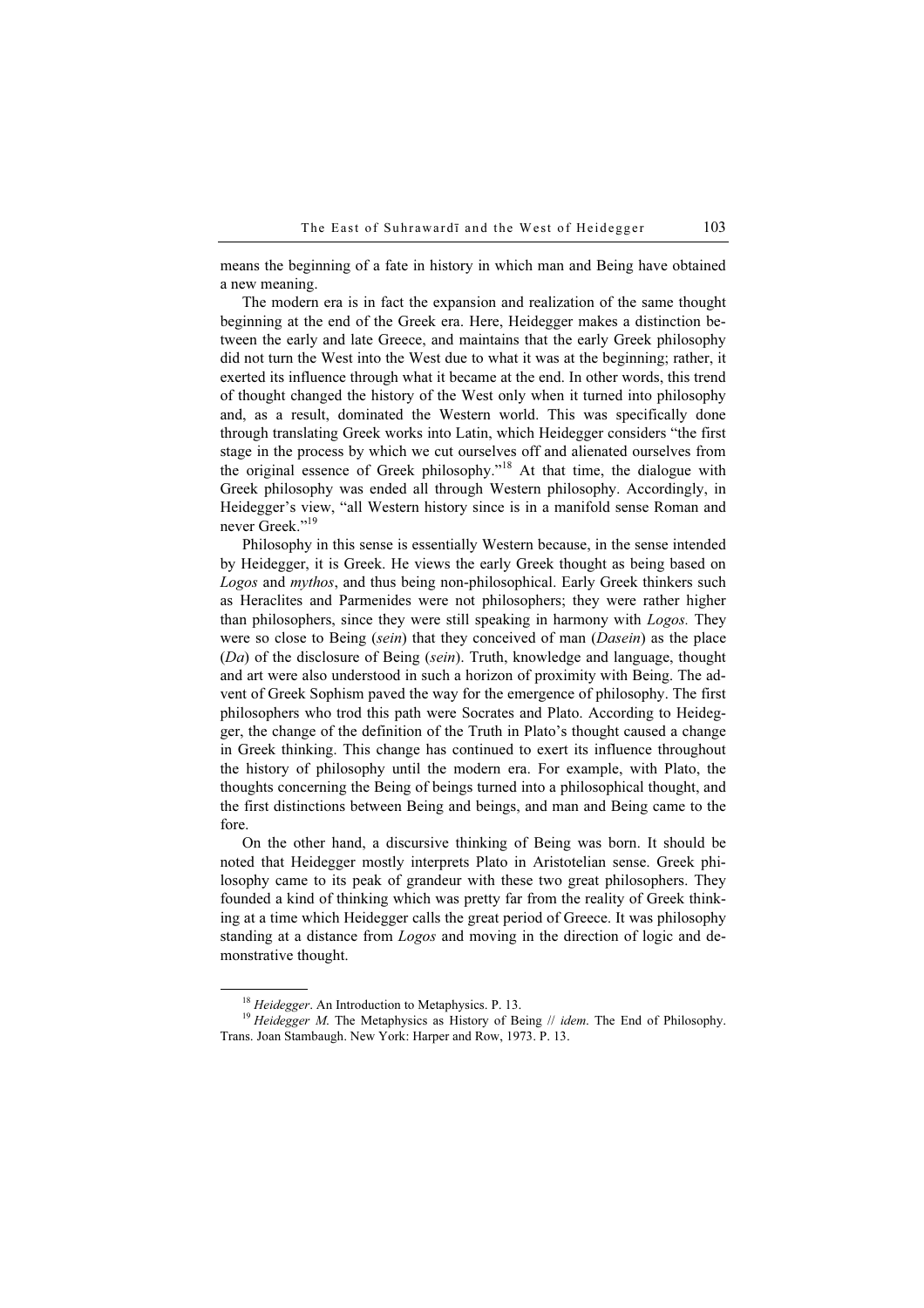means the beginning of a fate in history in which man and Being have obtained a new meaning.

The modern era is in fact the expansion and realization of the same thought beginning at the end of the Greek era. Here, Heidegger makes a distinction between the early and late Greece, and maintains that the early Greek philosophy did not turn the West into the West due to what it was at the beginning; rather, it exerted its influence through what it became at the end. In other words, this trend of thought changed the history of the West only when it turned into philosophy and, as a result, dominated the Western world. This was specifically done through translating Greek works into Latin, which Heidegger considers "the first stage in the process by which we cut ourselves off and alienated ourselves from the original essence of Greek philosophy."[18] At that time, the dialogue with Greek philosophy was ended all through Western philosophy. Accordingly, in Heidegger's view, "all Western history since is in a manifold sense Roman and never Greek."[19]

Philosophy in this sense is essentially Western because, in the sense intended by Heidegger, it is Greek. He views the early Greek thought as being based on *Logos* and *mythos*, and thus being non-philosophical. Early Greek thinkers such as Heraclites and Parmenides were not philosophers; they were rather higher than philosophers, since they were still speaking in harmony with *Logos.* They were so close to Being (*sein*) that they conceived of man (*Dasein*) as the place (*Da*) of the disclosure of Being (*sein*). Truth, knowledge and language, thought and art were also understood in such a horizon of proximity with Being. The advent of Greek Sophism paved the way for the emergence of philosophy. The first philosophers who trod this path were Socrates and Plato. According to Heidegger, the change of the definition of the Truth in Plato's thought caused a change in Greek thinking. This change has continued to exert its influence throughout the history of philosophy until the modern era. For example, with Plato, the thoughts concerning the Being of beings turned into a philosophical thought, and the first distinctions between Being and beings, and man and Being came to the fore.

On the other hand, a discursive thinking of Being was born. It should be noted that Heidegger mostly interprets Plato in Aristotelian sense. Greek philosophy came to its peak of grandeur with these two great philosophers. They founded a kind of thinking which was pretty far from the reality of Greek thinking at a time which Heidegger calls the great period of Greece. It was philosophy standing at a distance from *Logos* and moving in the direction of logic and demonstrative thought.

---

[18] *Heidegger*. An Introduction to Metaphysics. P. 13.

[19] *Heidegger M.* The Metaphysics as History of Being // *idem*. The End of Philosophy. Trans. Joan Stambaugh. New York: Harper and Row, 1973. P. 13.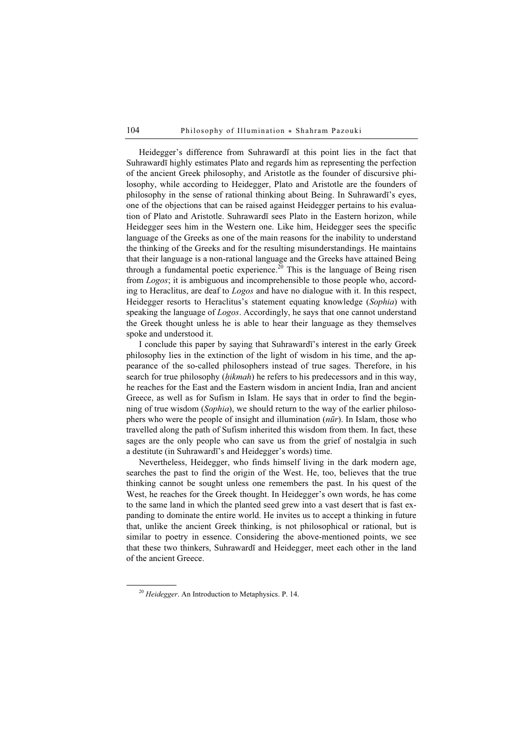Heidegger's difference from Suhrawardī at this point lies in the fact that Suhrawardī highly estimates Plato and regards him as representing the perfection of the ancient Greek philosophy, and Aristotle as the founder of discursive philosophy, while according to Heidegger, Plato and Aristotle are the founders of philosophy in the sense of rational thinking about Being. In Suhrawardī's eyes, one of the objections that can be raised against Heidegger pertains to his evaluation of Plato and Aristotle. Suhrawardī sees Plato in the Eastern horizon, while Heidegger sees him in the Western one. Like him, Heidegger sees the specific language of the Greeks as one of the main reasons for the inability to understand the thinking of the Greeks and for the resulting misunderstandings. He maintains that their language is a non-rational language and the Greeks have attained Being through a fundamental poetic experience.[20] This is the language of Being risen from *Logos*; it is ambiguous and incomprehensible to those people who, according to Heraclitus, are deaf to *Logos* and have no dialogue with it. In this respect, Heidegger resorts to Heraclitus's statement equating knowledge (*Sophia*) with speaking the language of *Logos*. Accordingly, he says that one cannot understand the Greek thought unless he is able to hear their language as they themselves spoke and understood it.

I conclude this paper by saying that Suhrawardī's interest in the early Greek philosophy lies in the extinction of the light of wisdom in his time, and the appearance of the so-called philosophers instead of true sages. Therefore, in his search for true philosophy (*ḥikmah*) he refers to his predecessors and in this way, he reaches for the East and the Eastern wisdom in ancient India, Iran and ancient Greece, as well as for Sufism in Islam. He says that in order to find the beginning of true wisdom (*Sophia*), we should return to the way of the earlier philosophers who were the people of insight and illumination (*nūr*). In Islam, those who travelled along the path of Sufism inherited this wisdom from them. In fact, these sages are the only people who can save us from the grief of nostalgia in such a destitute (in Suhrawardī's and Heidegger's words) time.

Nevertheless, Heidegger, who finds himself living in the dark modern age, searches the past to find the origin of the West. He, too, believes that the true thinking cannot be sought unless one remembers the past. In his quest of the West, he reaches for the Greek thought. In Heidegger's own words, he has come to the same land in which the planted seed grew into a vast desert that is fast expanding to dominate the entire world. He invites us to accept a thinking in future that, unlike the ancient Greek thinking, is not philosophical or rational, but is similar to poetry in essence. Considering the above-mentioned points, we see that these two thinkers, Suhrawardī and Heidegger, meet each other in the land of the ancient Greece.

---

[20] *Heidegger*. An Introduction to Metaphysics. P. 14.